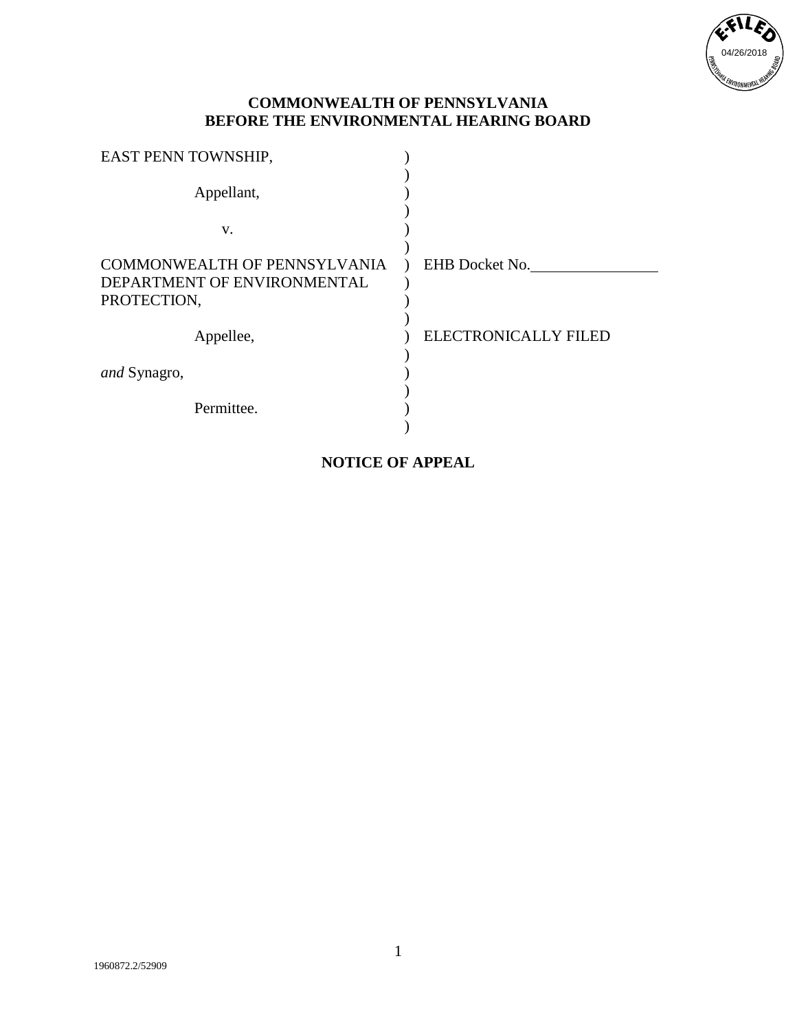**COMMONWEALTH OF PENNSYLVANIA**
**BEFORE THE ENVIRONMENTAL HEARING BOARD**

| | | |
|---|---|---|
| EAST PENN TOWNSHIP, | ) | |
| Appellant, | ) | |
| v. | ) | |
| COMMONWEALTH OF PENNSYLVANIA DEPARTMENT OF ENVIRONMENTAL PROTECTION, | ) | EHB Docket No.________________ |
| Appellee, | ) | ELECTRONICALLY FILED |
| *and* Synagro, | ) | |
| Permittee. | ) | |

**NOTICE OF APPEAL**

1960872.2/52909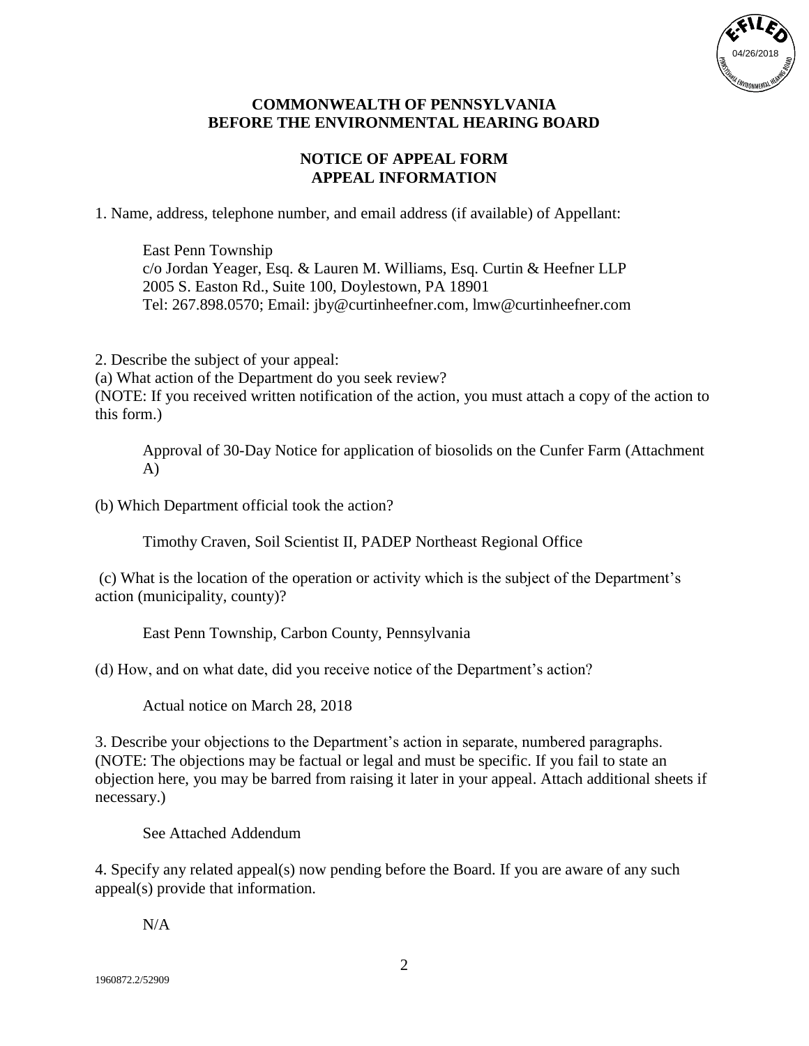**COMMONWEALTH OF PENNSYLVANIA**
**BEFORE THE ENVIRONMENTAL HEARING BOARD**

**NOTICE OF APPEAL FORM**
**APPEAL INFORMATION**

1. Name, address, telephone number, and email address (if available) of Appellant:

   East Penn Township
   c/o Jordan Yeager, Esq. & Lauren M. Williams, Esq. Curtin & Heefner LLP
   2005 S. Easton Rd., Suite 100, Doylestown, PA 18901
   Tel: 267.898.0570; Email: jby@curtinheefner.com, lmw@curtinheefner.com

2. Describe the subject of your appeal:
(a) What action of the Department do you seek review?
(NOTE: If you received written notification of the action, you must attach a copy of the action to this form.)

   Approval of 30-Day Notice for application of biosolids on the Cunfer Farm (Attachment A)

(b) Which Department official took the action?

   Timothy Craven, Soil Scientist II, PADEP Northeast Regional Office

(c) What is the location of the operation or activity which is the subject of the Department's action (municipality, county)?

   East Penn Township, Carbon County, Pennsylvania

(d) How, and on what date, did you receive notice of the Department's action?

   Actual notice on March 28, 2018

3. Describe your objections to the Department's action in separate, numbered paragraphs. (NOTE: The objections may be factual or legal and must be specific. If you fail to state an objection here, you may be barred from raising it later in your appeal. Attach additional sheets if necessary.)

   See Attached Addendum

4. Specify any related appeal(s) now pending before the Board. If you are aware of any such appeal(s) provide that information.

   N/A

1960872.2/52909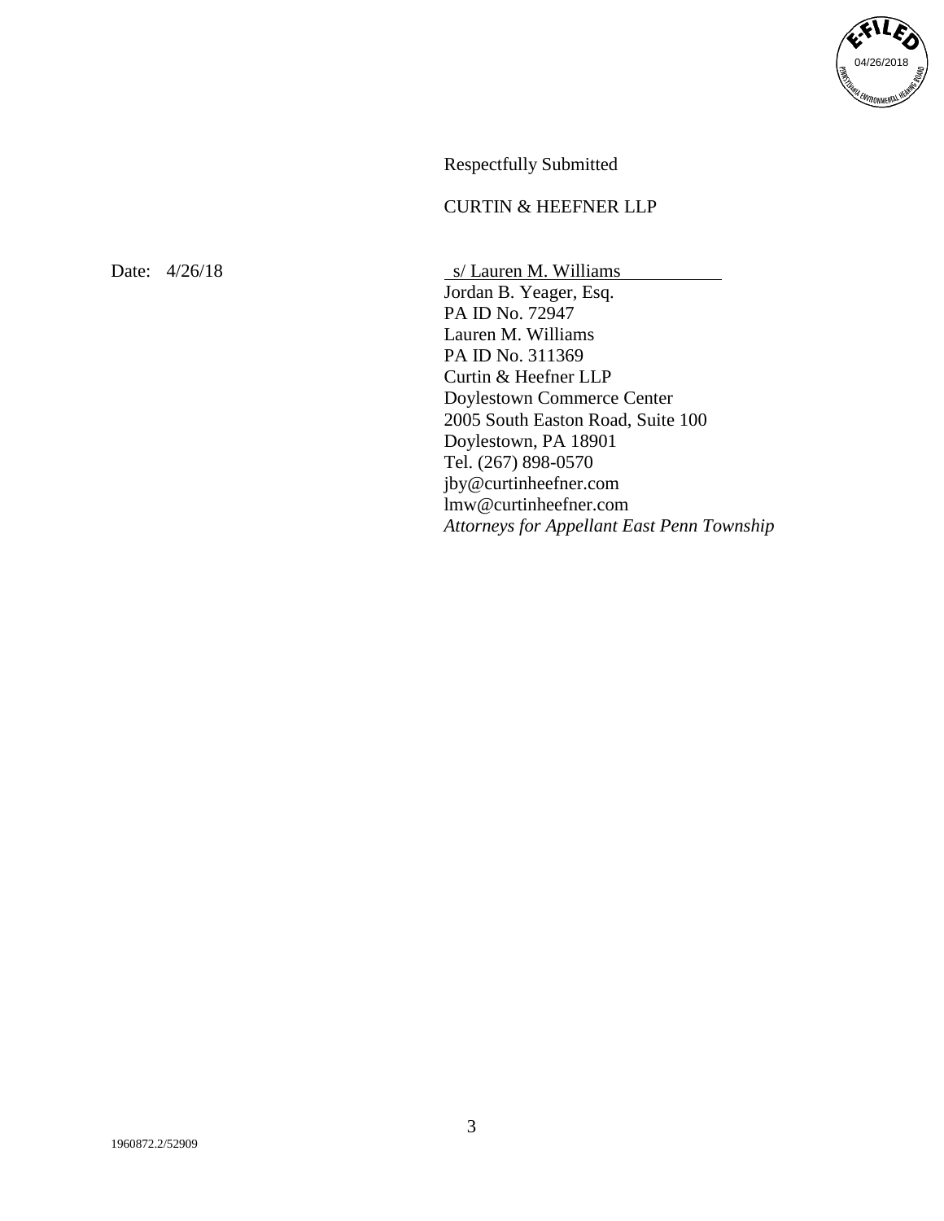Respectfully Submitted

CURTIN & HEEFNER LLP

Date: 4/26/18

s/ Lauren M. Williams
Jordan B. Yeager, Esq.
PA ID No. 72947
Lauren M. Williams
PA ID No. 311369
Curtin & Heefner LLP
Doylestown Commerce Center
2005 South Easton Road, Suite 100
Doylestown, PA 18901
Tel. (267) 898-0570
jby@curtinheefner.com
lmw@curtinheefner.com
*Attorneys for Appellant East Penn Township*

1960872.2/52909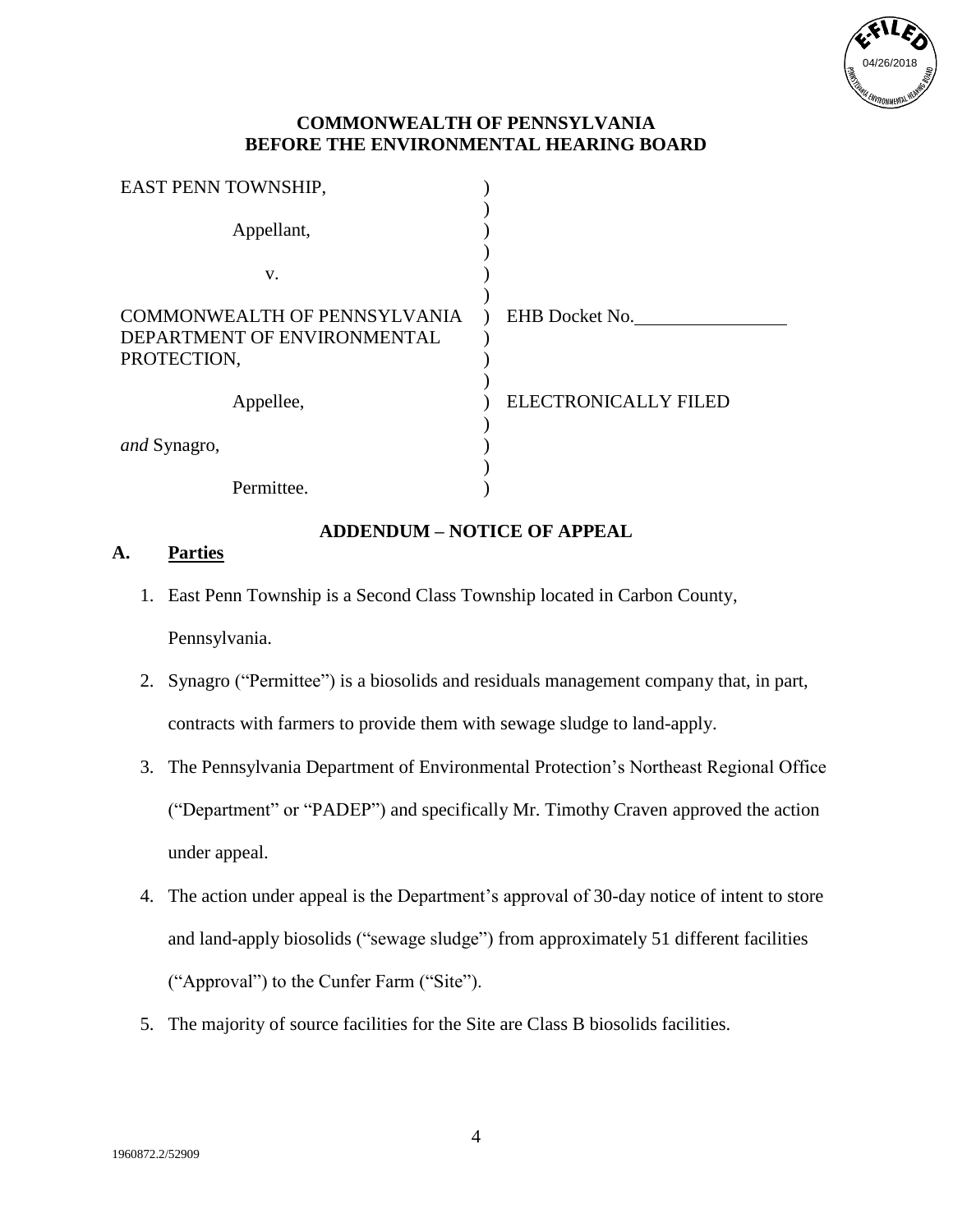**COMMONWEALTH OF PENNSYLVANIA**
**BEFORE THE ENVIRONMENTAL HEARING BOARD**

| | | |
|---|---|---|
| EAST PENN TOWNSHIP, | ) | |
| Appellant, | ) | |
| v. | ) | |
| COMMONWEALTH OF PENNSYLVANIA DEPARTMENT OF ENVIRONMENTAL PROTECTION, | ) | EHB Docket No.________________ |
| Appellee, | ) | ELECTRONICALLY FILED |
| *and* Synagro, | ) | |
| Permittee. | ) | |

## ADDENDUM – NOTICE OF APPEAL

### A. Parties

1. East Penn Township is a Second Class Township located in Carbon County, Pennsylvania.
2. Synagro ("Permittee") is a biosolids and residuals management company that, in part, contracts with farmers to provide them with sewage sludge to land-apply.
3. The Pennsylvania Department of Environmental Protection's Northeast Regional Office ("Department" or "PADEP") and specifically Mr. Timothy Craven approved the action under appeal.
4. The action under appeal is the Department's approval of 30-day notice of intent to store and land-apply biosolids ("sewage sludge") from approximately 51 different facilities ("Approval") to the Cunfer Farm ("Site").
5. The majority of source facilities for the Site are Class B biosolids facilities.

1960872.2/52909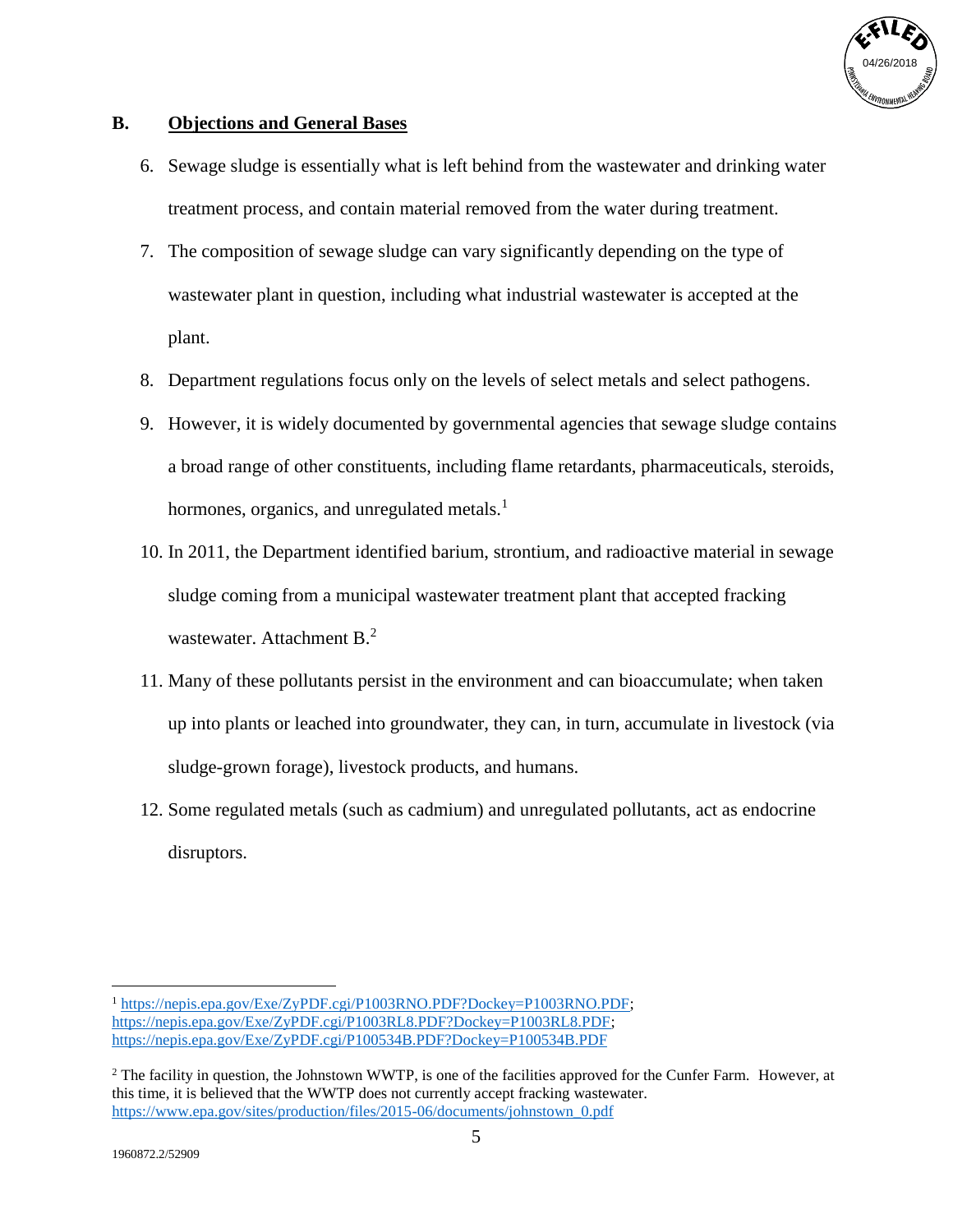## B. Objections and General Bases

6. Sewage sludge is essentially what is left behind from the wastewater and drinking water treatment process, and contain material removed from the water during treatment.
7. The composition of sewage sludge can vary significantly depending on the type of wastewater plant in question, including what industrial wastewater is accepted at the plant.
8. Department regulations focus only on the levels of select metals and select pathogens.
9. However, it is widely documented by governmental agencies that sewage sludge contains a broad range of other constituents, including flame retardants, pharmaceuticals, steroids, hormones, organics, and unregulated metals.[1]
10. In 2011, the Department identified barium, strontium, and radioactive material in sewage sludge coming from a municipal wastewater treatment plant that accepted fracking wastewater. Attachment B.[2]
11. Many of these pollutants persist in the environment and can bioaccumulate; when taken up into plants or leached into groundwater, they can, in turn, accumulate in livestock (via sludge-grown forage), livestock products, and humans.
12. Some regulated metals (such as cadmium) and unregulated pollutants, act as endocrine disruptors.

---

[1] https://nepis.epa.gov/Exe/ZyPDF.cgi/P1003RNO.PDF?Dockey=P1003RNO.PDF; https://nepis.epa.gov/Exe/ZyPDF.cgi/P1003RL8.PDF?Dockey=P1003RL8.PDF; https://nepis.epa.gov/Exe/ZyPDF.cgi/P100534B.PDF?Dockey=P100534B.PDF

[2] The facility in question, the Johnstown WWTP, is one of the facilities approved for the Cunfer Farm. However, at this time, it is believed that the WWTP does not currently accept fracking wastewater. https://www.epa.gov/sites/production/files/2015-06/documents/johnstown_0.pdf

1960872.2/52909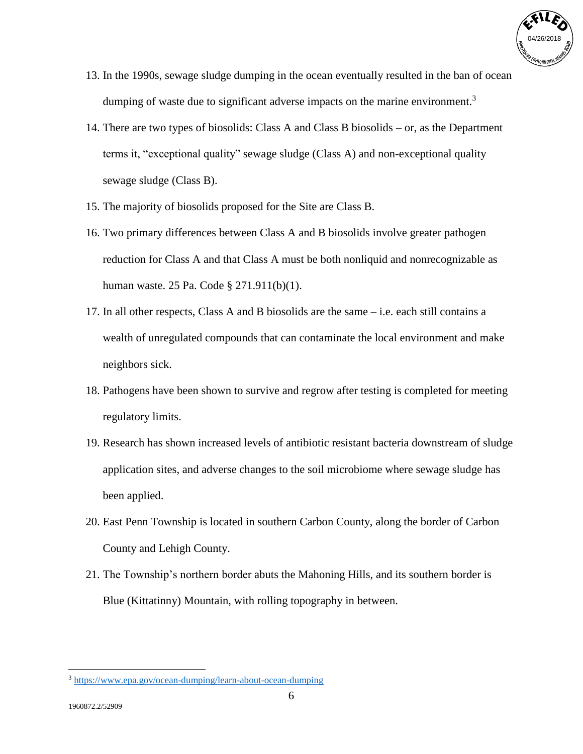13. In the 1990s, sewage sludge dumping in the ocean eventually resulted in the ban of ocean dumping of waste due to significant adverse impacts on the marine environment.[3]

14. There are two types of biosolids: Class A and Class B biosolids – or, as the Department terms it, "exceptional quality" sewage sludge (Class A) and non-exceptional quality sewage sludge (Class B).

15. The majority of biosolids proposed for the Site are Class B.

16. Two primary differences between Class A and B biosolids involve greater pathogen reduction for Class A and that Class A must be both nonliquid and nonrecognizable as human waste. 25 Pa. Code § 271.911(b)(1).

17. In all other respects, Class A and B biosolids are the same – i.e. each still contains a wealth of unregulated compounds that can contaminate the local environment and make neighbors sick.

18. Pathogens have been shown to survive and regrow after testing is completed for meeting regulatory limits.

19. Research has shown increased levels of antibiotic resistant bacteria downstream of sludge application sites, and adverse changes to the soil microbiome where sewage sludge has been applied.

20. East Penn Township is located in southern Carbon County, along the border of Carbon County and Lehigh County.

21. The Township's northern border abuts the Mahoning Hills, and its southern border is Blue (Kittatinny) Mountain, with rolling topography in between.

---

[3] https://www.epa.gov/ocean-dumping/learn-about-ocean-dumping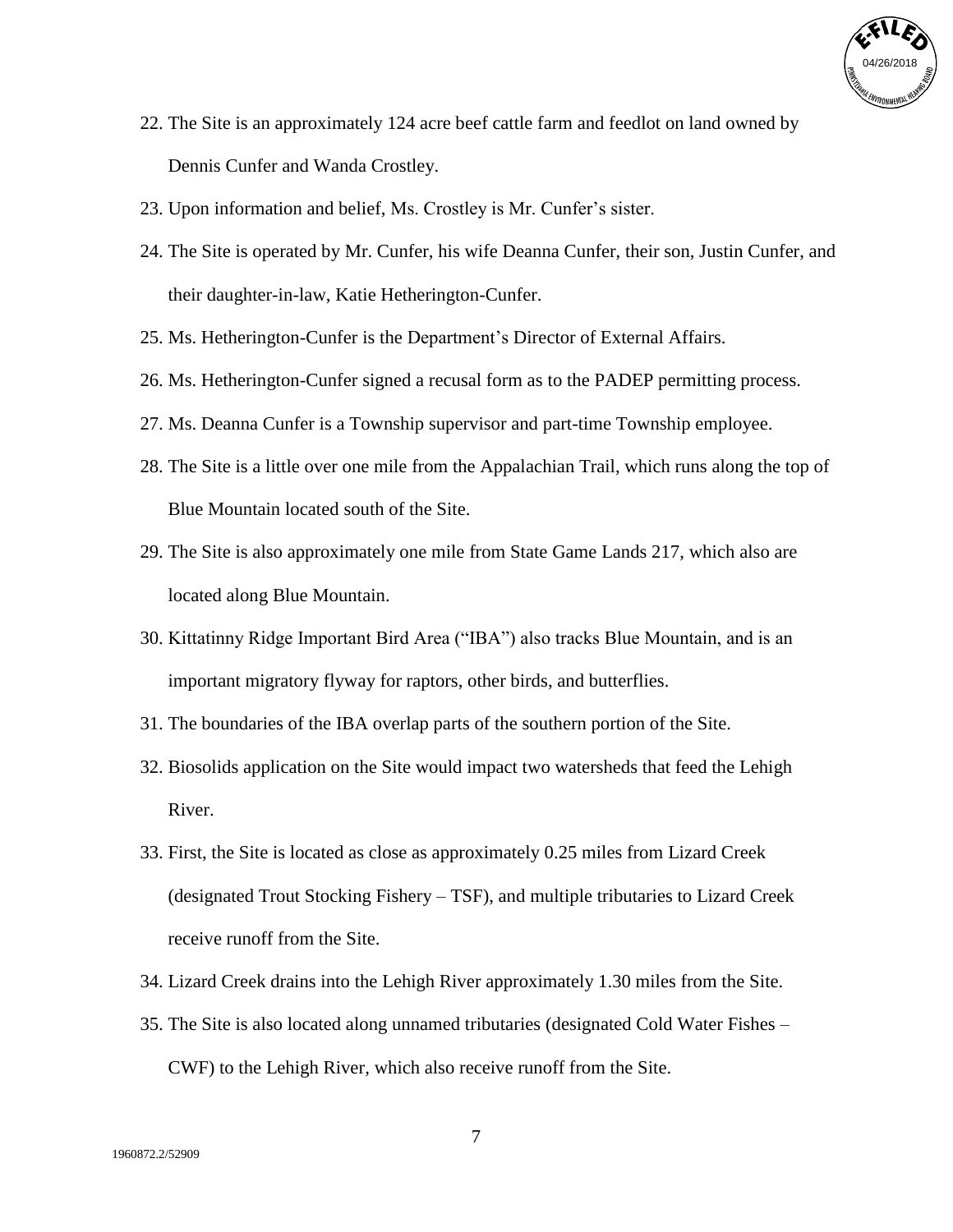22. The Site is an approximately 124 acre beef cattle farm and feedlot on land owned by Dennis Cunfer and Wanda Crostley.
23. Upon information and belief, Ms. Crostley is Mr. Cunfer's sister.
24. The Site is operated by Mr. Cunfer, his wife Deanna Cunfer, their son, Justin Cunfer, and their daughter-in-law, Katie Hetherington-Cunfer.
25. Ms. Hetherington-Cunfer is the Department's Director of External Affairs.
26. Ms. Hetherington-Cunfer signed a recusal form as to the PADEP permitting process.
27. Ms. Deanna Cunfer is a Township supervisor and part-time Township employee.
28. The Site is a little over one mile from the Appalachian Trail, which runs along the top of Blue Mountain located south of the Site.
29. The Site is also approximately one mile from State Game Lands 217, which also are located along Blue Mountain.
30. Kittatinny Ridge Important Bird Area ("IBA") also tracks Blue Mountain, and is an important migratory flyway for raptors, other birds, and butterflies.
31. The boundaries of the IBA overlap parts of the southern portion of the Site.
32. Biosolids application on the Site would impact two watersheds that feed the Lehigh River.
33. First, the Site is located as close as approximately 0.25 miles from Lizard Creek (designated Trout Stocking Fishery – TSF), and multiple tributaries to Lizard Creek receive runoff from the Site.
34. Lizard Creek drains into the Lehigh River approximately 1.30 miles from the Site.
35. The Site is also located along unnamed tributaries (designated Cold Water Fishes – CWF) to the Lehigh River, which also receive runoff from the Site.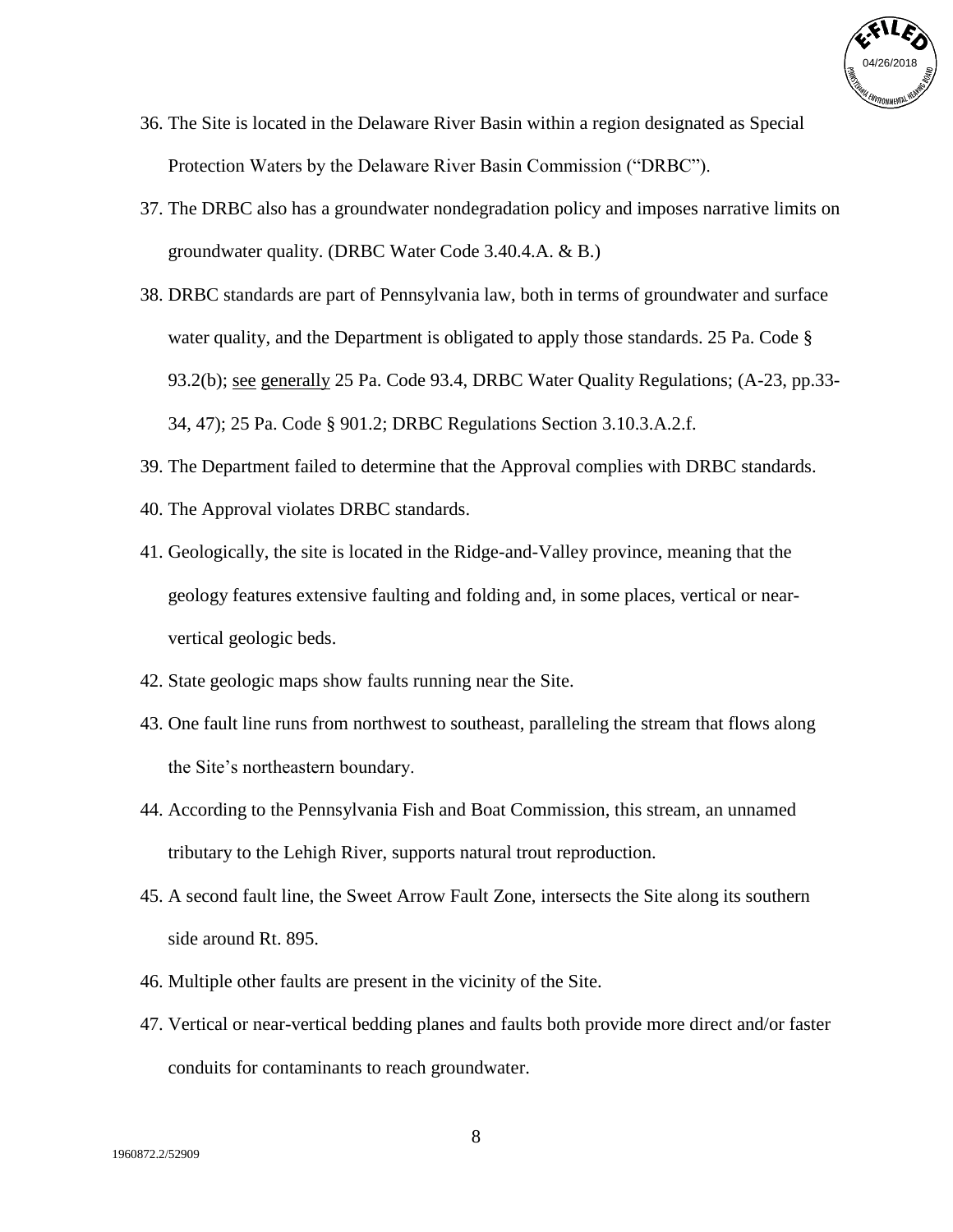36. The Site is located in the Delaware River Basin within a region designated as Special Protection Waters by the Delaware River Basin Commission ("DRBC").
37. The DRBC also has a groundwater nondegradation policy and imposes narrative limits on groundwater quality. (DRBC Water Code 3.40.4.A. & B.)
38. DRBC standards are part of Pennsylvania law, both in terms of groundwater and surface water quality, and the Department is obligated to apply those standards. 25 Pa. Code § 93.2(b); see generally 25 Pa. Code 93.4, DRBC Water Quality Regulations; (A-23, pp.33-34, 47); 25 Pa. Code § 901.2; DRBC Regulations Section 3.10.3.A.2.f.
39. The Department failed to determine that the Approval complies with DRBC standards.
40. The Approval violates DRBC standards.
41. Geologically, the site is located in the Ridge-and-Valley province, meaning that the geology features extensive faulting and folding and, in some places, vertical or near-vertical geologic beds.
42. State geologic maps show faults running near the Site.
43. One fault line runs from northwest to southeast, paralleling the stream that flows along the Site's northeastern boundary.
44. According to the Pennsylvania Fish and Boat Commission, this stream, an unnamed tributary to the Lehigh River, supports natural trout reproduction.
45. A second fault line, the Sweet Arrow Fault Zone, intersects the Site along its southern side around Rt. 895.
46. Multiple other faults are present in the vicinity of the Site.
47. Vertical or near-vertical bedding planes and faults both provide more direct and/or faster conduits for contaminants to reach groundwater.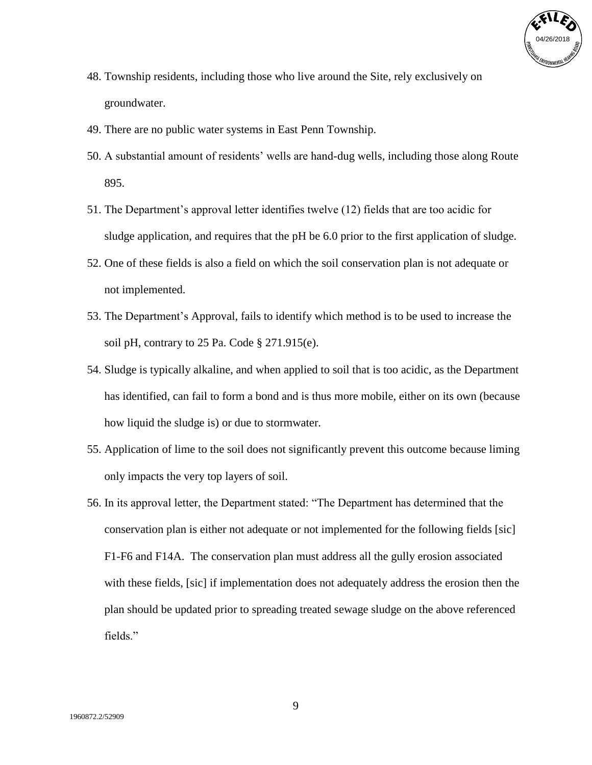48. Township residents, including those who live around the Site, rely exclusively on groundwater.
49. There are no public water systems in East Penn Township.
50. A substantial amount of residents' wells are hand-dug wells, including those along Route 895.
51. The Department's approval letter identifies twelve (12) fields that are too acidic for sludge application, and requires that the pH be 6.0 prior to the first application of sludge.
52. One of these fields is also a field on which the soil conservation plan is not adequate or not implemented.
53. The Department's Approval, fails to identify which method is to be used to increase the soil pH, contrary to 25 Pa. Code § 271.915(e).
54. Sludge is typically alkaline, and when applied to soil that is too acidic, as the Department has identified, can fail to form a bond and is thus more mobile, either on its own (because how liquid the sludge is) or due to stormwater.
55. Application of lime to the soil does not significantly prevent this outcome because liming only impacts the very top layers of soil.
56. In its approval letter, the Department stated: "The Department has determined that the conservation plan is either not adequate or not implemented for the following fields [sic] F1-F6 and F14A. The conservation plan must address all the gully erosion associated with these fields, [sic] if implementation does not adequately address the erosion then the plan should be updated prior to spreading treated sewage sludge on the above referenced fields."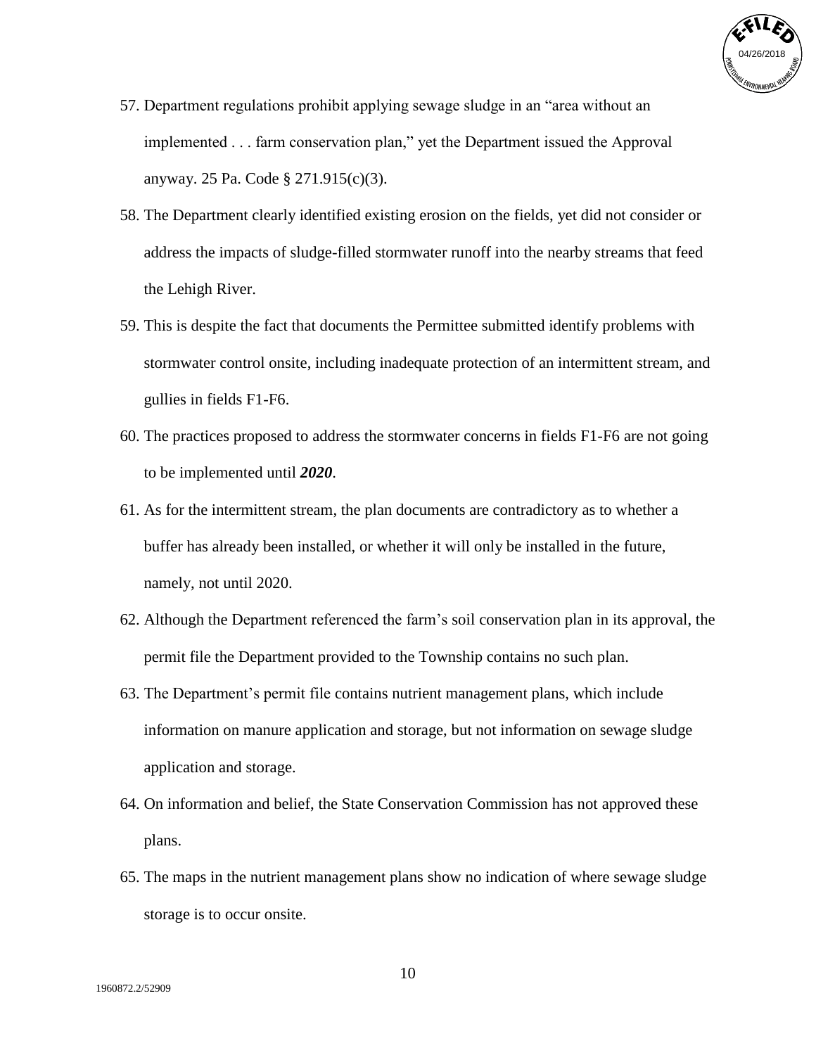57. Department regulations prohibit applying sewage sludge in an "area without an implemented . . . farm conservation plan," yet the Department issued the Approval anyway. 25 Pa. Code § 271.915(c)(3).

58. The Department clearly identified existing erosion on the fields, yet did not consider or address the impacts of sludge-filled stormwater runoff into the nearby streams that feed the Lehigh River.

59. This is despite the fact that documents the Permittee submitted identify problems with stormwater control onsite, including inadequate protection of an intermittent stream, and gullies in fields F1-F6.

60. The practices proposed to address the stormwater concerns in fields F1-F6 are not going to be implemented until ***2020***.

61. As for the intermittent stream, the plan documents are contradictory as to whether a buffer has already been installed, or whether it will only be installed in the future, namely, not until 2020.

62. Although the Department referenced the farm's soil conservation plan in its approval, the permit file the Department provided to the Township contains no such plan.

63. The Department's permit file contains nutrient management plans, which include information on manure application and storage, but not information on sewage sludge application and storage.

64. On information and belief, the State Conservation Commission has not approved these plans.

65. The maps in the nutrient management plans show no indication of where sewage sludge storage is to occur onsite.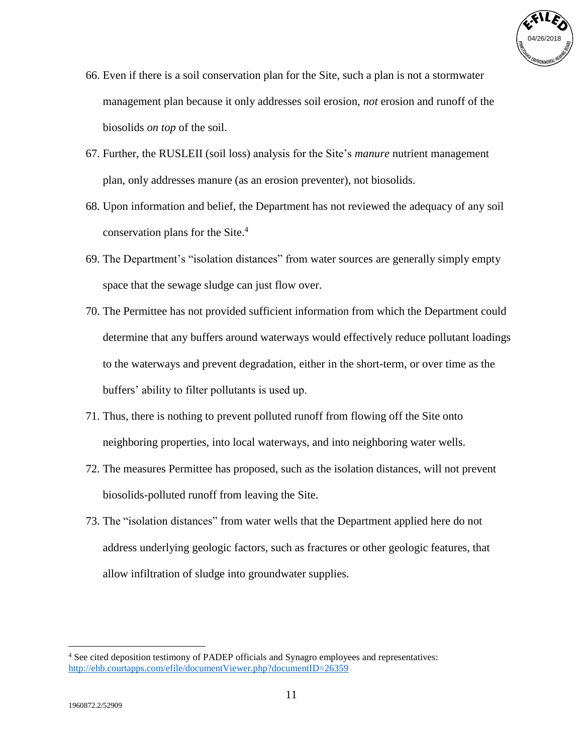66. Even if there is a soil conservation plan for the Site, such a plan is not a stormwater management plan because it only addresses soil erosion, *not* erosion and runoff of the biosolids *on top* of the soil.

67. Further, the RUSLEII (soil loss) analysis for the Site's *manure* nutrient management plan, only addresses manure (as an erosion preventer), not biosolids.

68. Upon information and belief, the Department has not reviewed the adequacy of any soil conservation plans for the Site.[4]

69. The Department's "isolation distances" from water sources are generally simply empty space that the sewage sludge can just flow over.

70. The Permittee has not provided sufficient information from which the Department could determine that any buffers around waterways would effectively reduce pollutant loadings to the waterways and prevent degradation, either in the short-term, or over time as the buffers' ability to filter pollutants is used up.

71. Thus, there is nothing to prevent polluted runoff from flowing off the Site onto neighboring properties, into local waterways, and into neighboring water wells.

72. The measures Permittee has proposed, such as the isolation distances, will not prevent biosolids-polluted runoff from leaving the Site.

73. The "isolation distances" from water wells that the Department applied here do not address underlying geologic factors, such as fractures or other geologic features, that allow infiltration of sludge into groundwater supplies.

---

[4] See cited deposition testimony of PADEP officials and Synagro employees and representatives: http://ehb.courtapps.com/efile/documentViewer.php?documentID=26359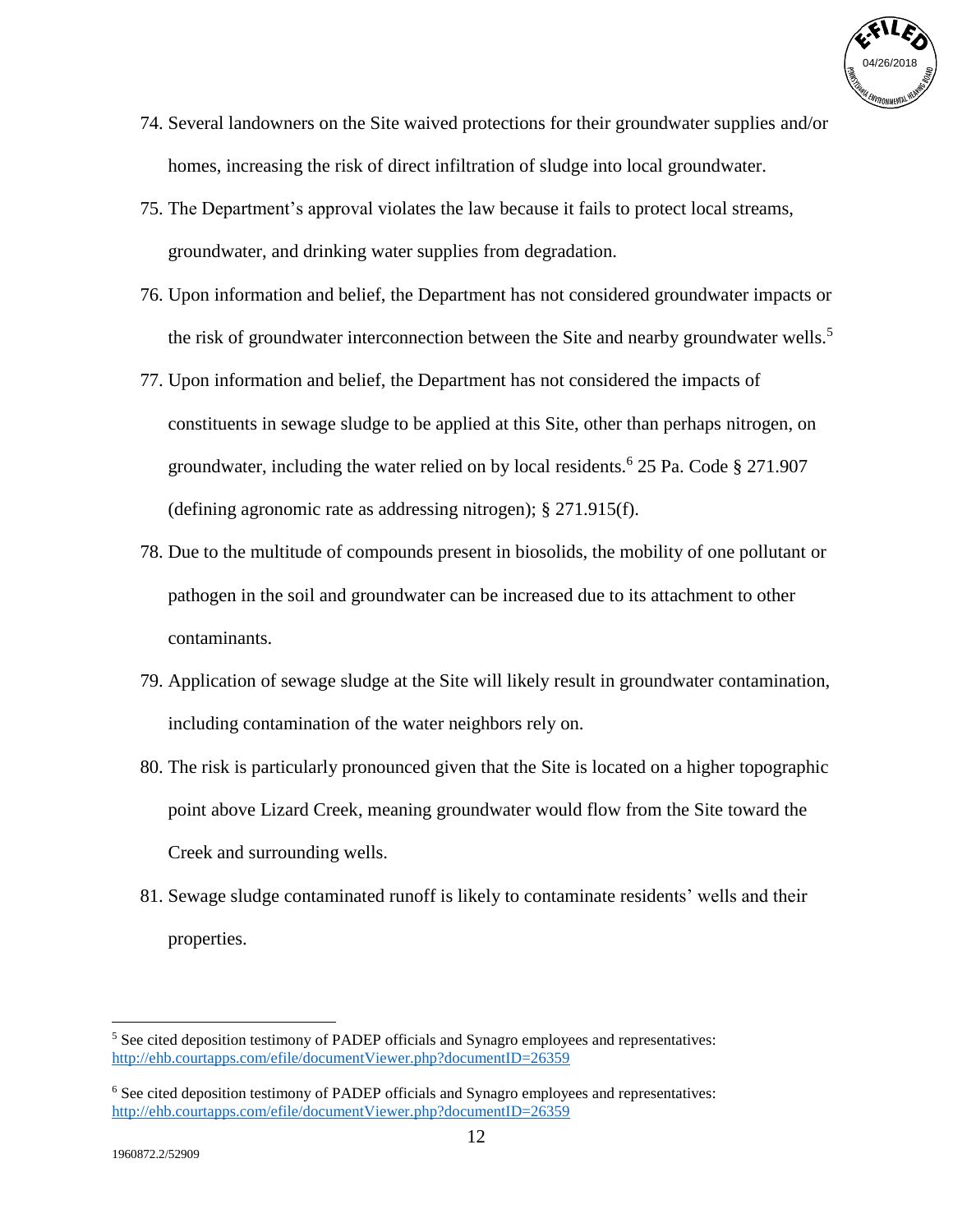74. Several landowners on the Site waived protections for their groundwater supplies and/or homes, increasing the risk of direct infiltration of sludge into local groundwater.

75. The Department's approval violates the law because it fails to protect local streams, groundwater, and drinking water supplies from degradation.

76. Upon information and belief, the Department has not considered groundwater impacts or the risk of groundwater interconnection between the Site and nearby groundwater wells.[5]

77. Upon information and belief, the Department has not considered the impacts of constituents in sewage sludge to be applied at this Site, other than perhaps nitrogen, on groundwater, including the water relied on by local residents.[6] 25 Pa. Code § 271.907 (defining agronomic rate as addressing nitrogen); § 271.915(f).

78. Due to the multitude of compounds present in biosolids, the mobility of one pollutant or pathogen in the soil and groundwater can be increased due to its attachment to other contaminants.

79. Application of sewage sludge at the Site will likely result in groundwater contamination, including contamination of the water neighbors rely on.

80. The risk is particularly pronounced given that the Site is located on a higher topographic point above Lizard Creek, meaning groundwater would flow from the Site toward the Creek and surrounding wells.

81. Sewage sludge contaminated runoff is likely to contaminate residents' wells and their properties.

---

[5] See cited deposition testimony of PADEP officials and Synagro employees and representatives: http://ehb.courtapps.com/efile/documentViewer.php?documentID=26359

[6] See cited deposition testimony of PADEP officials and Synagro employees and representatives: http://ehb.courtapps.com/efile/documentViewer.php?documentID=26359

1960872.2/52909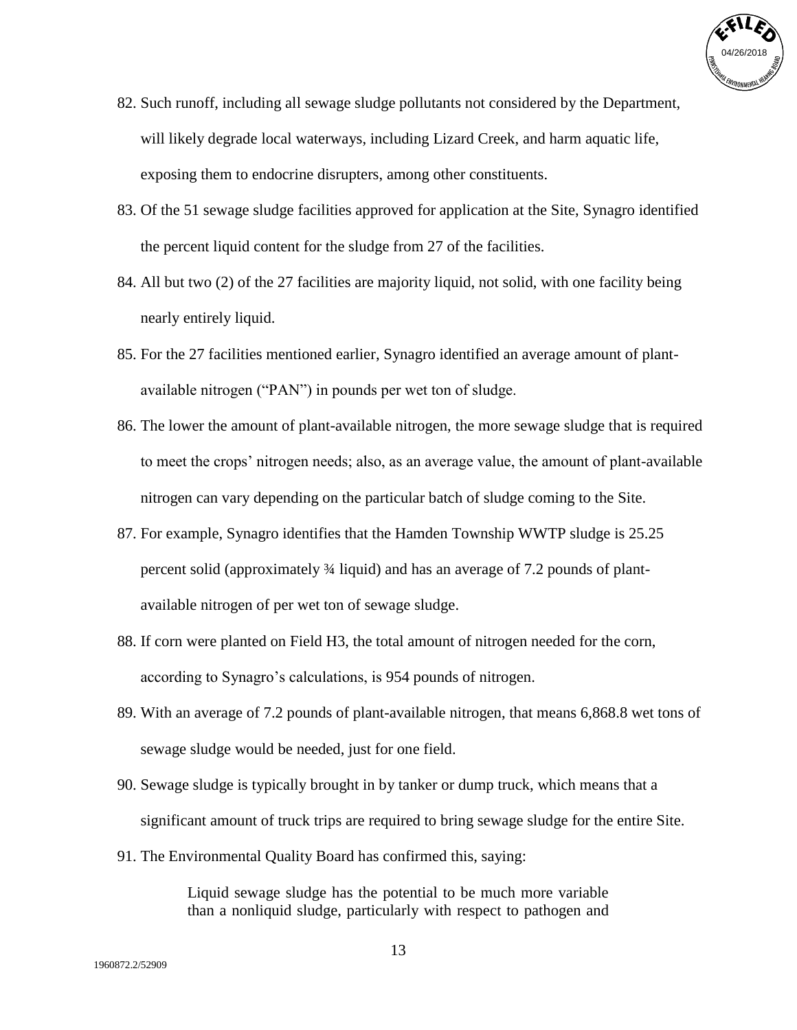82. Such runoff, including all sewage sludge pollutants not considered by the Department, will likely degrade local waterways, including Lizard Creek, and harm aquatic life, exposing them to endocrine disrupters, among other constituents.

83. Of the 51 sewage sludge facilities approved for application at the Site, Synagro identified the percent liquid content for the sludge from 27 of the facilities.

84. All but two (2) of the 27 facilities are majority liquid, not solid, with one facility being nearly entirely liquid.

85. For the 27 facilities mentioned earlier, Synagro identified an average amount of plant-available nitrogen ("PAN") in pounds per wet ton of sludge.

86. The lower the amount of plant-available nitrogen, the more sewage sludge that is required to meet the crops' nitrogen needs; also, as an average value, the amount of plant-available nitrogen can vary depending on the particular batch of sludge coming to the Site.

87. For example, Synagro identifies that the Hamden Township WWTP sludge is 25.25 percent solid (approximately ¾ liquid) and has an average of 7.2 pounds of plant-available nitrogen of per wet ton of sewage sludge.

88. If corn were planted on Field H3, the total amount of nitrogen needed for the corn, according to Synagro's calculations, is 954 pounds of nitrogen.

89. With an average of 7.2 pounds of plant-available nitrogen, that means 6,868.8 wet tons of sewage sludge would be needed, just for one field.

90. Sewage sludge is typically brought in by tanker or dump truck, which means that a significant amount of truck trips are required to bring sewage sludge for the entire Site.

91. The Environmental Quality Board has confirmed this, saying:

> Liquid sewage sludge has the potential to be much more variable than a nonliquid sludge, particularly with respect to pathogen and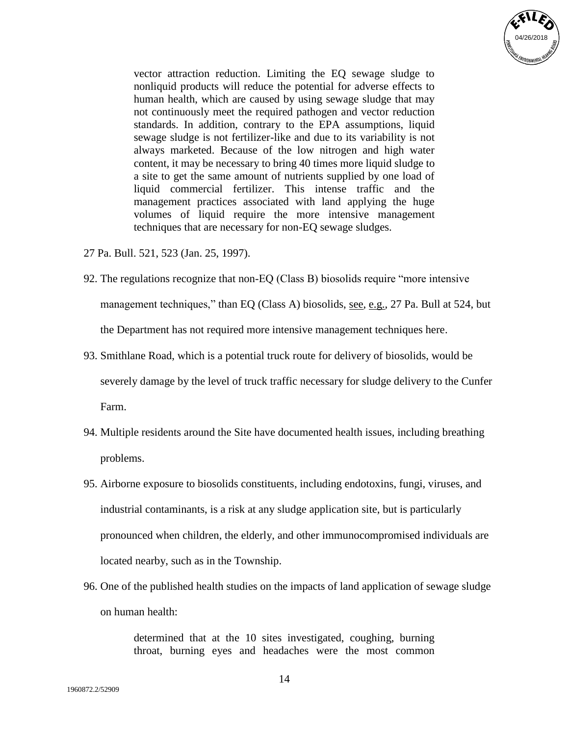> vector attraction reduction. Limiting the EQ sewage sludge to nonliquid products will reduce the potential for adverse effects to human health, which are caused by using sewage sludge that may not continuously meet the required pathogen and vector reduction standards. In addition, contrary to the EPA assumptions, liquid sewage sludge is not fertilizer-like and due to its variability is not always marketed. Because of the low nitrogen and high water content, it may be necessary to bring 40 times more liquid sludge to a site to get the same amount of nutrients supplied by one load of liquid commercial fertilizer. This intense traffic and the management practices associated with land applying the huge volumes of liquid require the more intensive management techniques that are necessary for non-EQ sewage sludges.

27 Pa. Bull. 521, 523 (Jan. 25, 1997).

92. The regulations recognize that non-EQ (Class B) biosolids require "more intensive management techniques," than EQ (Class A) biosolids, see, e.g., 27 Pa. Bull at 524, but the Department has not required more intensive management techniques here.

93. Smithlane Road, which is a potential truck route for delivery of biosolids, would be severely damage by the level of truck traffic necessary for sludge delivery to the Cunfer Farm.

94. Multiple residents around the Site have documented health issues, including breathing problems.

95. Airborne exposure to biosolids constituents, including endotoxins, fungi, viruses, and industrial contaminants, is a risk at any sludge application site, but is particularly pronounced when children, the elderly, and other immunocompromised individuals are located nearby, such as in the Township.

96. One of the published health studies on the impacts of land application of sewage sludge on human health:

> determined that at the 10 sites investigated, coughing, burning throat, burning eyes and headaches were the most common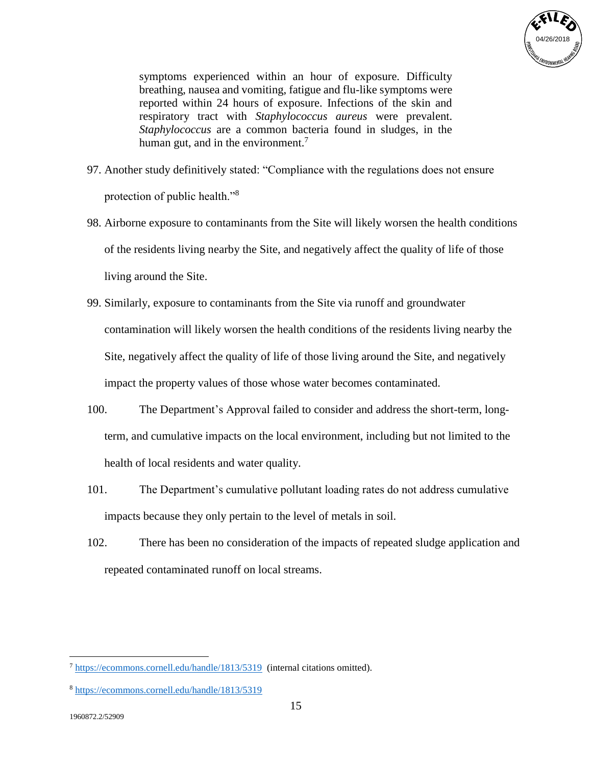> symptoms experienced within an hour of exposure. Difficulty breathing, nausea and vomiting, fatigue and flu-like symptoms were reported within 24 hours of exposure. Infections of the skin and respiratory tract with *Staphylococcus aureus* were prevalent. *Staphylococcus* are a common bacteria found in sludges, in the human gut, and in the environment.[7]

97. Another study definitively stated: "Compliance with the regulations does not ensure protection of public health."[8]

98. Airborne exposure to contaminants from the Site will likely worsen the health conditions of the residents living nearby the Site, and negatively affect the quality of life of those living around the Site.

99. Similarly, exposure to contaminants from the Site via runoff and groundwater contamination will likely worsen the health conditions of the residents living nearby the Site, negatively affect the quality of life of those living around the Site, and negatively impact the property values of those whose water becomes contaminated.

100. The Department's Approval failed to consider and address the short-term, long-term, and cumulative impacts on the local environment, including but not limited to the health of local residents and water quality.

101. The Department's cumulative pollutant loading rates do not address cumulative impacts because they only pertain to the level of metals in soil.

102. There has been no consideration of the impacts of repeated sludge application and repeated contaminated runoff on local streams.

---

[7] https://ecommons.cornell.edu/handle/1813/5319 (internal citations omitted).

[8] https://ecommons.cornell.edu/handle/1813/5319

1960872.2/52909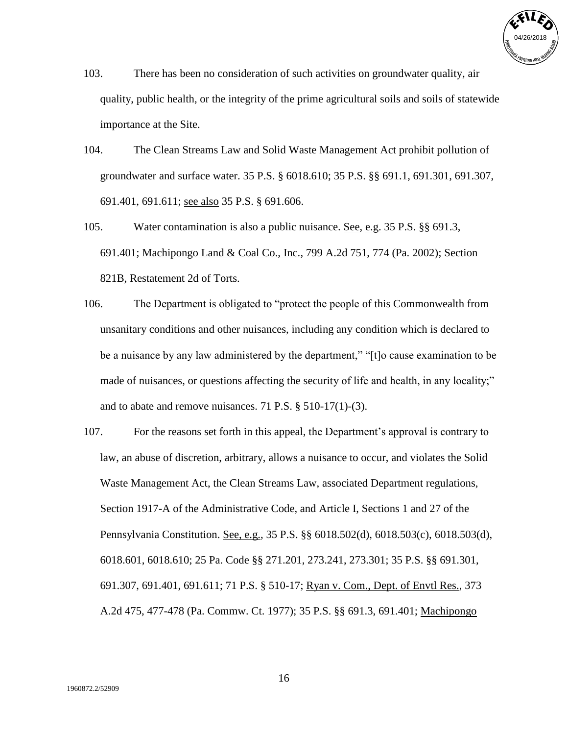103. There has been no consideration of such activities on groundwater quality, air quality, public health, or the integrity of the prime agricultural soils and soils of statewide importance at the Site.

104. The Clean Streams Law and Solid Waste Management Act prohibit pollution of groundwater and surface water. 35 P.S. § 6018.610; 35 P.S. §§ 691.1, 691.301, 691.307, 691.401, 691.611; see also 35 P.S. § 691.606.

105. Water contamination is also a public nuisance. See, e.g. 35 P.S. §§ 691.3, 691.401; Machipongo Land & Coal Co., Inc., 799 A.2d 751, 774 (Pa. 2002); Section 821B, Restatement 2d of Torts.

106. The Department is obligated to "protect the people of this Commonwealth from unsanitary conditions and other nuisances, including any condition which is declared to be a nuisance by any law administered by the department," "[t]o cause examination to be made of nuisances, or questions affecting the security of life and health, in any locality;" and to abate and remove nuisances. 71 P.S. § 510-17(1)-(3).

107. For the reasons set forth in this appeal, the Department's approval is contrary to law, an abuse of discretion, arbitrary, allows a nuisance to occur, and violates the Solid Waste Management Act, the Clean Streams Law, associated Department regulations, Section 1917-A of the Administrative Code, and Article I, Sections 1 and 27 of the Pennsylvania Constitution. See, e.g., 35 P.S. §§ 6018.502(d), 6018.503(c), 6018.503(d), 6018.601, 6018.610; 25 Pa. Code §§ 271.201, 273.241, 273.301; 35 P.S. §§ 691.301, 691.307, 691.401, 691.611; 71 P.S. § 510-17; Ryan v. Com., Dept. of Envtl Res., 373 A.2d 475, 477-478 (Pa. Commw. Ct. 1977); 35 P.S. §§ 691.3, 691.401; Machipongo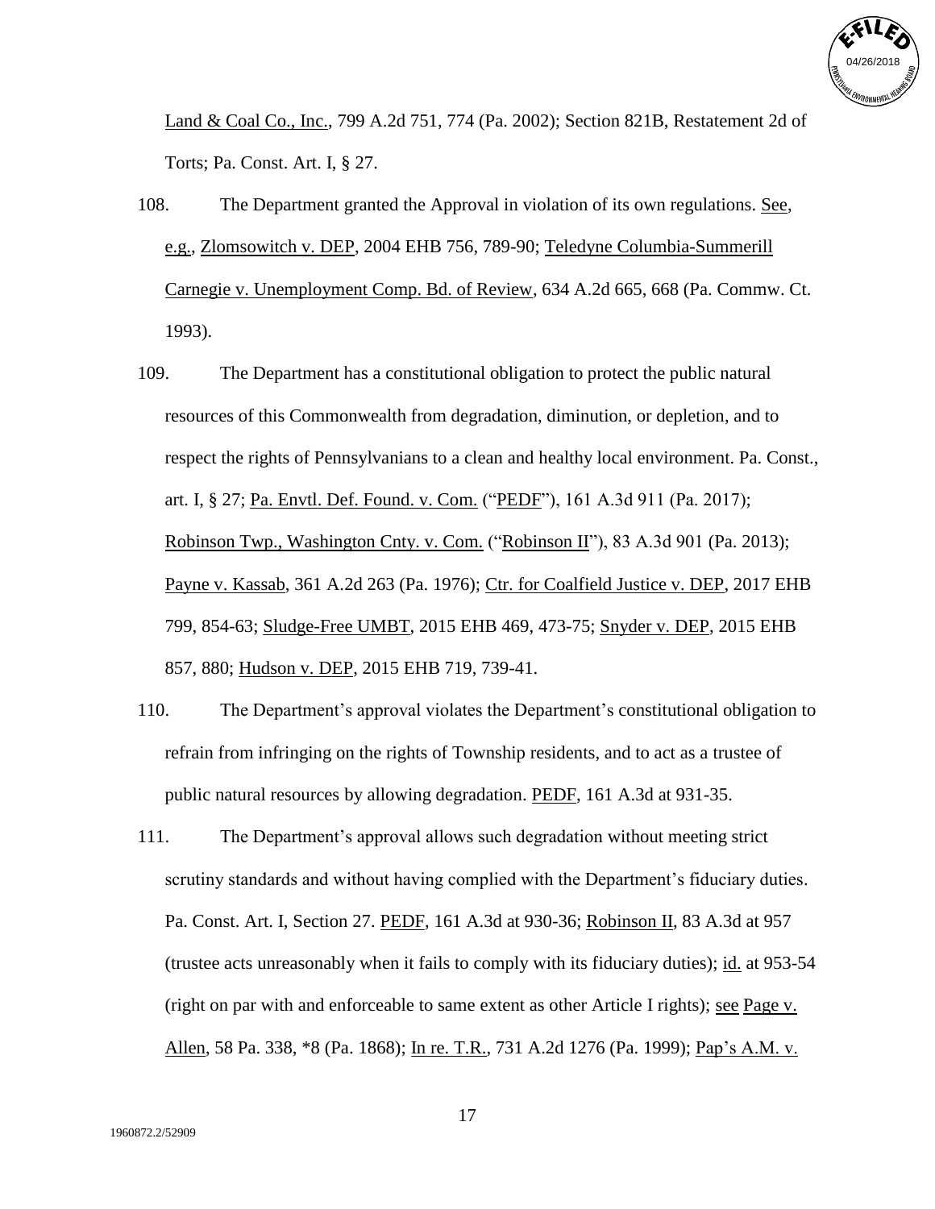Land & Coal Co., Inc., 799 A.2d 751, 774 (Pa. 2002); Section 821B, Restatement 2d of Torts; Pa. Const. Art. I, § 27.

108. The Department granted the Approval in violation of its own regulations. See, e.g., Zlomsowitch v. DEP, 2004 EHB 756, 789-90; Teledyne Columbia-Summerill Carnegie v. Unemployment Comp. Bd. of Review, 634 A.2d 665, 668 (Pa. Commw. Ct. 1993).

109. The Department has a constitutional obligation to protect the public natural resources of this Commonwealth from degradation, diminution, or depletion, and to respect the rights of Pennsylvanians to a clean and healthy local environment. Pa. Const., art. I, § 27; Pa. Envtl. Def. Found. v. Com. ("PEDF"), 161 A.3d 911 (Pa. 2017); Robinson Twp., Washington Cnty. v. Com. ("Robinson II"), 83 A.3d 901 (Pa. 2013); Payne v. Kassab, 361 A.2d 263 (Pa. 1976); Ctr. for Coalfield Justice v. DEP, 2017 EHB 799, 854-63; Sludge-Free UMBT, 2015 EHB 469, 473-75; Snyder v. DEP, 2015 EHB 857, 880; Hudson v. DEP, 2015 EHB 719, 739-41.

110. The Department's approval violates the Department's constitutional obligation to refrain from infringing on the rights of Township residents, and to act as a trustee of public natural resources by allowing degradation. PEDF, 161 A.3d at 931-35.

111. The Department's approval allows such degradation without meeting strict scrutiny standards and without having complied with the Department's fiduciary duties. Pa. Const. Art. I, Section 27. PEDF, 161 A.3d at 930-36; Robinson II, 83 A.3d at 957 (trustee acts unreasonably when it fails to comply with its fiduciary duties); id. at 953-54 (right on par with and enforceable to same extent as other Article I rights); see Page v. Allen, 58 Pa. 338, *8 (Pa. 1868); In re. T.R., 731 A.2d 1276 (Pa. 1999); Pap's A.M. v.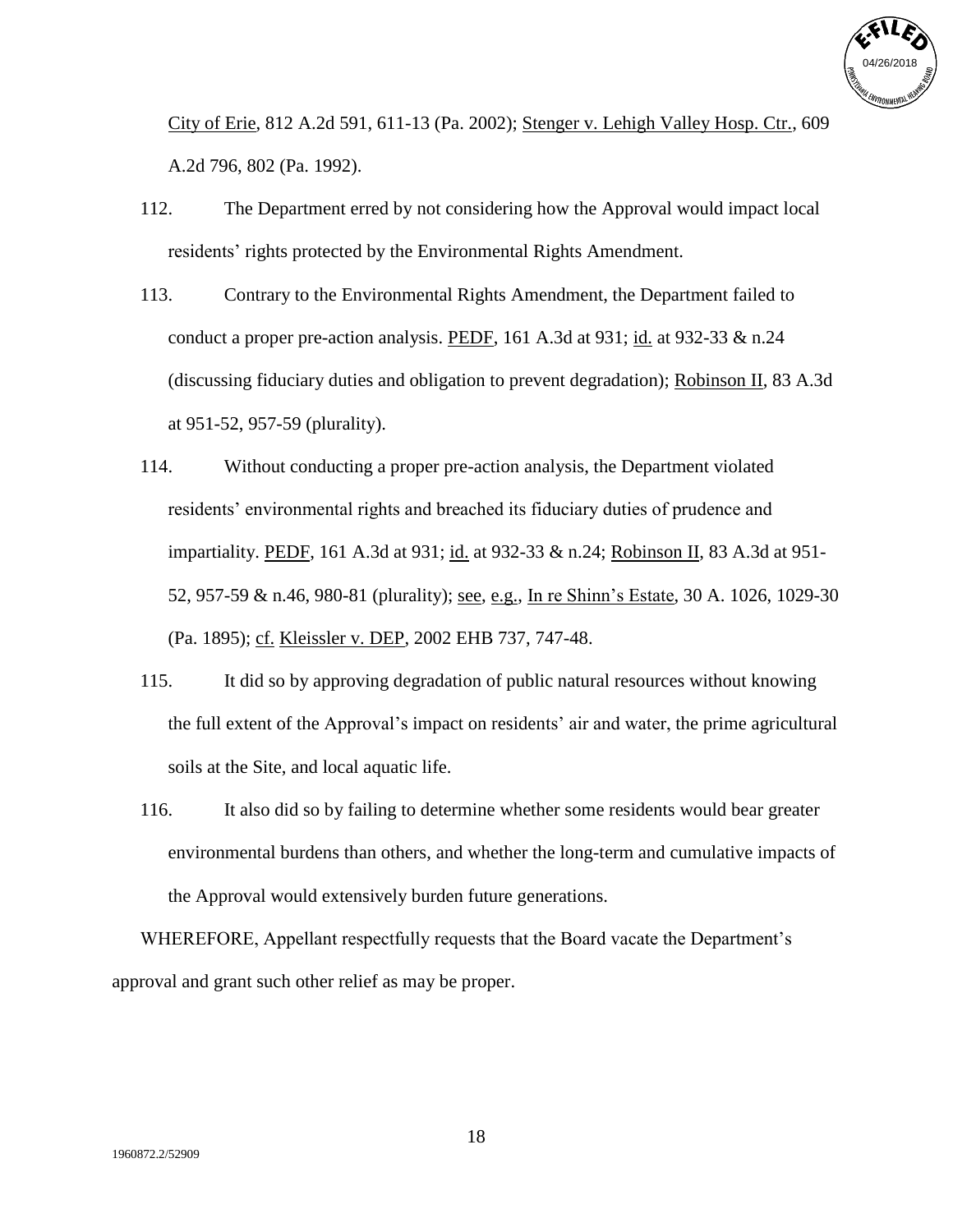City of Erie, 812 A.2d 591, 611-13 (Pa. 2002); Stenger v. Lehigh Valley Hosp. Ctr., 609 A.2d 796, 802 (Pa. 1992).

112. The Department erred by not considering how the Approval would impact local residents' rights protected by the Environmental Rights Amendment.

113. Contrary to the Environmental Rights Amendment, the Department failed to conduct a proper pre-action analysis. PEDF, 161 A.3d at 931; id. at 932-33 & n.24 (discussing fiduciary duties and obligation to prevent degradation); Robinson II, 83 A.3d at 951-52, 957-59 (plurality).

114. Without conducting a proper pre-action analysis, the Department violated residents' environmental rights and breached its fiduciary duties of prudence and impartiality. PEDF, 161 A.3d at 931; id. at 932-33 & n.24; Robinson II, 83 A.3d at 951-52, 957-59 & n.46, 980-81 (plurality); see, e.g., In re Shinn's Estate, 30 A. 1026, 1029-30 (Pa. 1895); cf. Kleissler v. DEP, 2002 EHB 737, 747-48.

115. It did so by approving degradation of public natural resources without knowing the full extent of the Approval's impact on residents' air and water, the prime agricultural soils at the Site, and local aquatic life.

116. It also did so by failing to determine whether some residents would bear greater environmental burdens than others, and whether the long-term and cumulative impacts of the Approval would extensively burden future generations.

WHEREFORE, Appellant respectfully requests that the Board vacate the Department's approval and grant such other relief as may be proper.

1960872.2/52909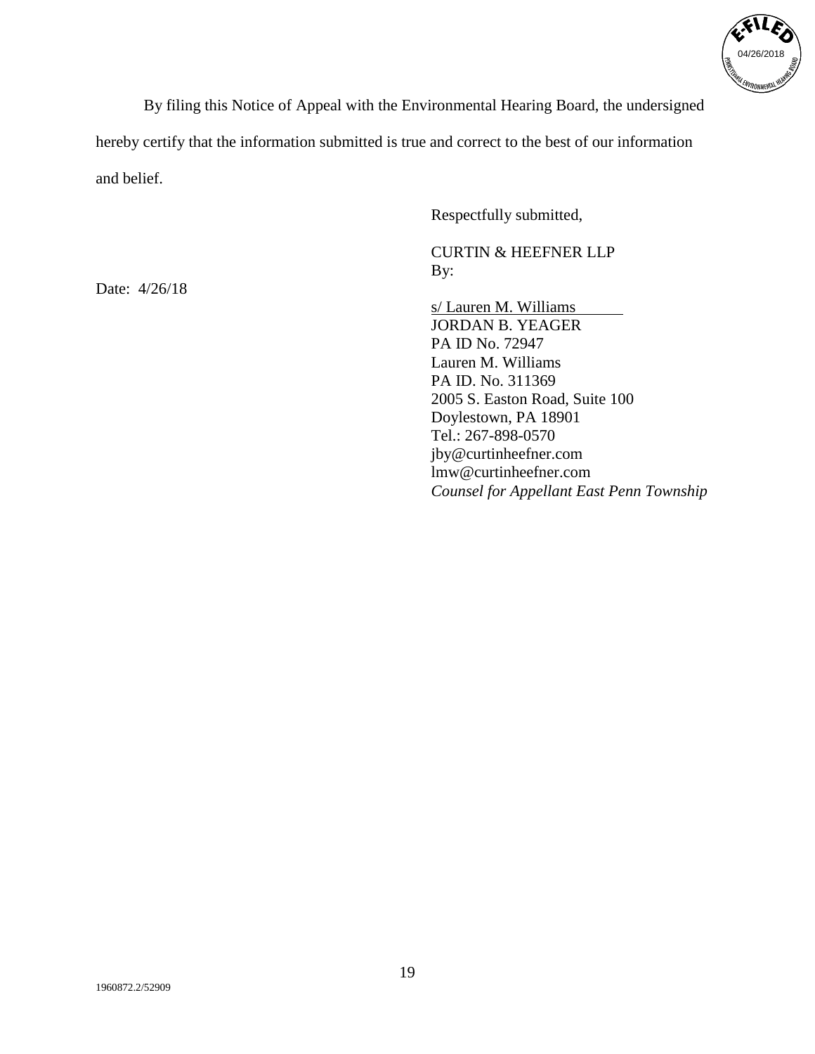By filing this Notice of Appeal with the Environmental Hearing Board, the undersigned hereby certify that the information submitted is true and correct to the best of our information and belief.

Respectfully submitted,

CURTIN & HEEFNER LLP
By:

Date: 4/26/18

s/ Lauren M. Williams
JORDAN B. YEAGER
PA ID No. 72947
Lauren M. Williams
PA ID. No. 311369
2005 S. Easton Road, Suite 100
Doylestown, PA 18901
Tel.: 267-898-0570
jby@curtinheefner.com
lmw@curtinheefner.com
*Counsel for Appellant East Penn Township*

1960872.2/52909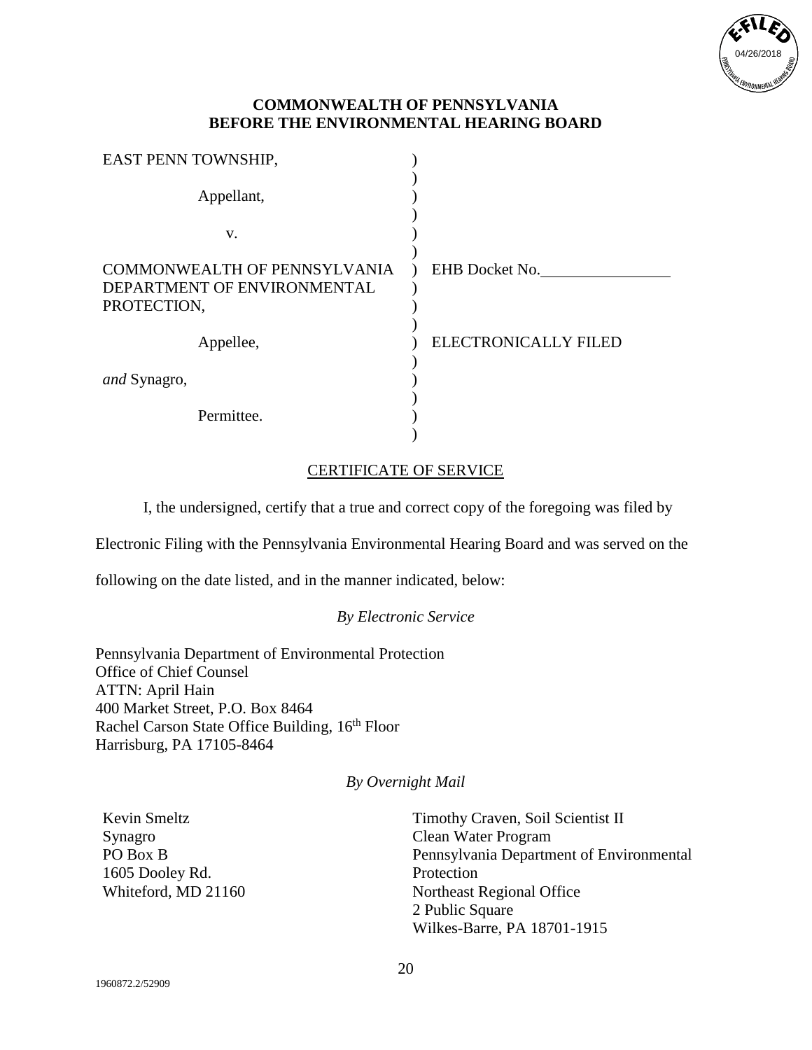**COMMONWEALTH OF PENNSYLVANIA**
**BEFORE THE ENVIRONMENTAL HEARING BOARD**

| | | |
|---|---|---|
| EAST PENN TOWNSHIP, | ) | |
| Appellant, | ) | |
| v. | ) | |
| COMMONWEALTH OF PENNSYLVANIA DEPARTMENT OF ENVIRONMENTAL PROTECTION, | ) | EHB Docket No.\_\_\_\_\_\_\_\_\_\_ |
| Appellee, | ) | ELECTRONICALLY FILED |
| *and* Synagro, | ) | |
| Permittee. | ) | |

CERTIFICATE OF SERVICE

I, the undersigned, certify that a true and correct copy of the foregoing was filed by Electronic Filing with the Pennsylvania Environmental Hearing Board and was served on the following on the date listed, and in the manner indicated, below:

*By Electronic Service*

Pennsylvania Department of Environmental Protection
Office of Chief Counsel
ATTN: April Hain
400 Market Street, P.O. Box 8464
Rachel Carson State Office Building, 16th Floor
Harrisburg, PA 17105-8464

*By Overnight Mail*

Kevin Smeltz
Synagro
PO Box B
1605 Dooley Rd.
Whiteford, MD 21160

Timothy Craven, Soil Scientist II
Clean Water Program
Pennsylvania Department of Environmental Protection
Northeast Regional Office
2 Public Square
Wilkes-Barre, PA 18701-1915

1960872.2/52909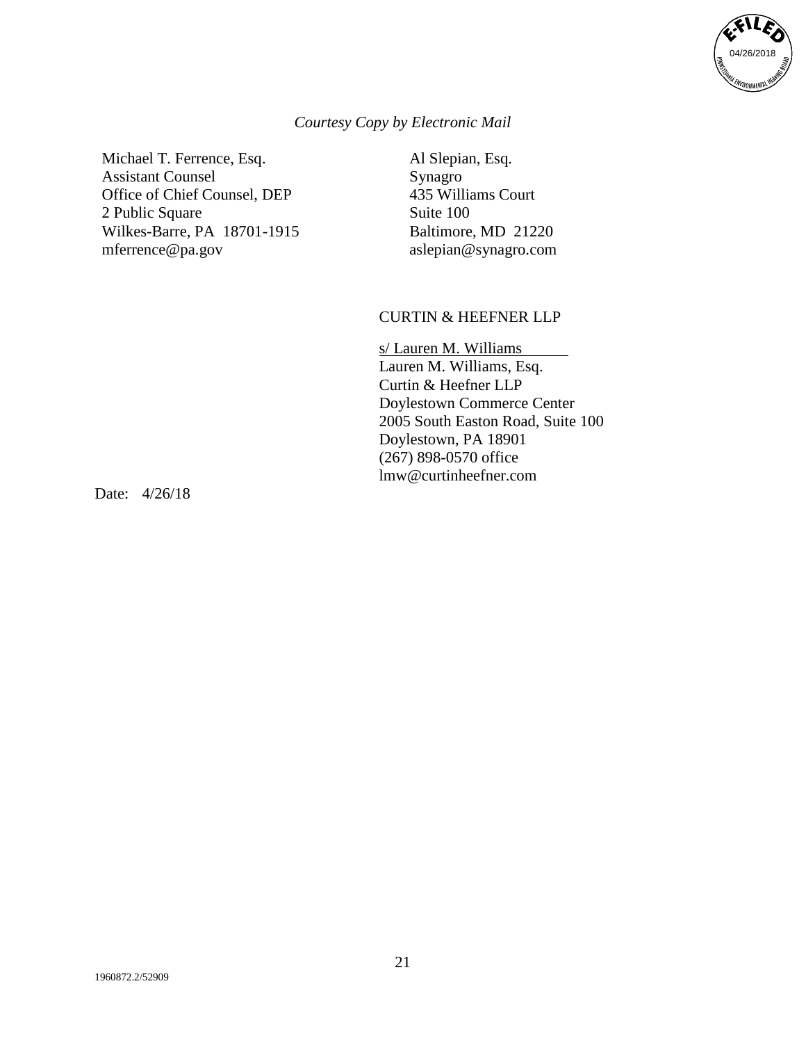*Courtesy Copy by Electronic Mail*

Michael T. Ferrence, Esq.
Assistant Counsel
Office of Chief Counsel, DEP
2 Public Square
Wilkes-Barre, PA 18701-1915
mferrence@pa.gov

Al Slepian, Esq.
Synagro
435 Williams Court
Suite 100
Baltimore, MD 21220
aslepian@synagro.com

CURTIN & HEEFNER LLP

s/ Lauren M. Williams
Lauren M. Williams, Esq.
Curtin & Heefner LLP
Doylestown Commerce Center
2005 South Easton Road, Suite 100
Doylestown, PA 18901
(267) 898-0570 office
lmw@curtinheefner.com

Date: 4/26/18

1960872.2/52909